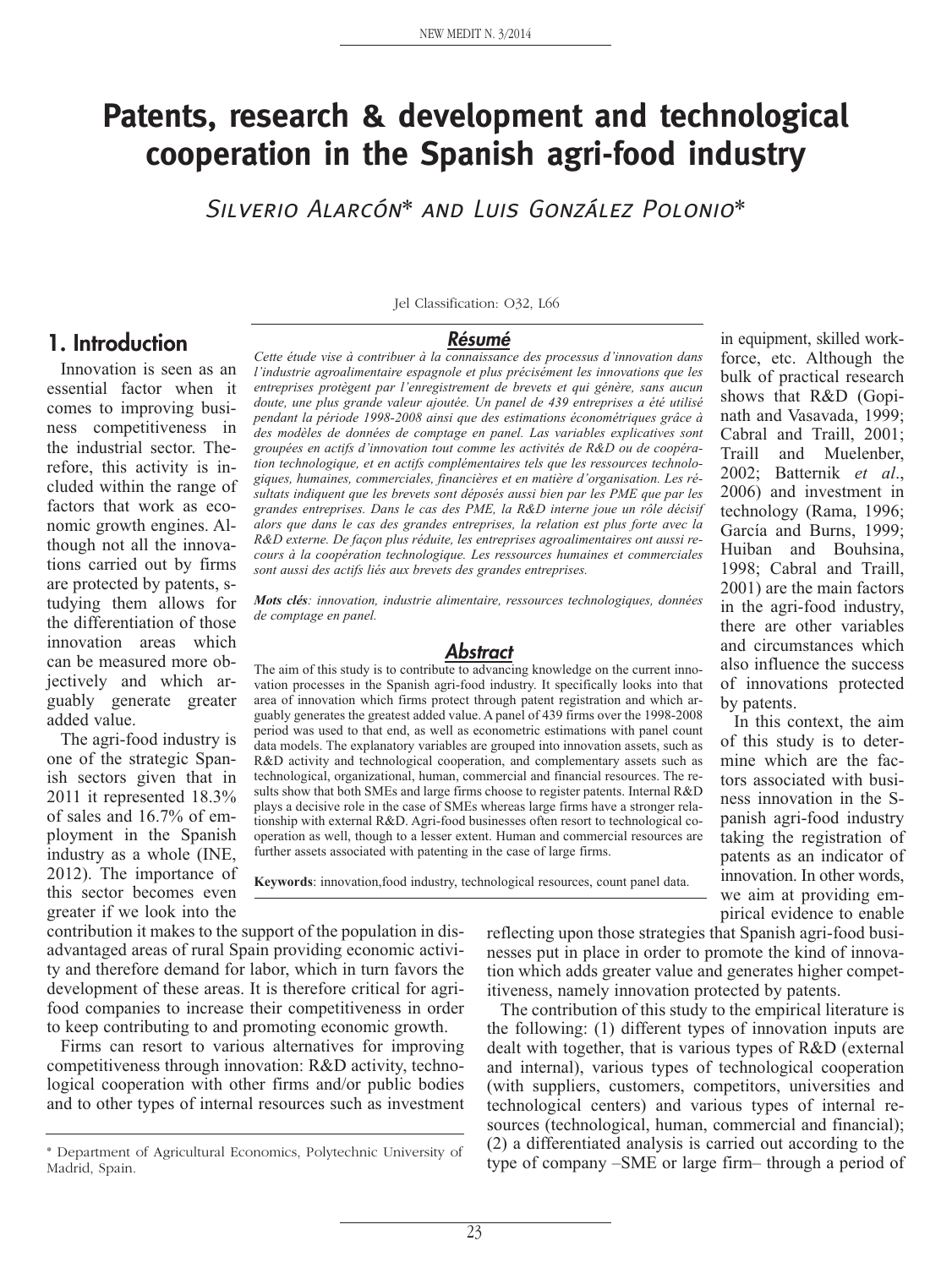# Patents, research & development and technological cooperation in the Spanish agri-food industry

SILVERIO ALARCÓN* and LUIS GONZÁLEZ POLONIO*

Jel Classification: O32, L66

## Résumé

*Cette étude vise à contribuer à la connaissance des processus d'innovation dans l'industrie agroalimentaire espagnole et plus précisément les innovations que les entreprises protègent par l'enregistrement de brevets et qui génère, sans aucun doute, une plus grande valeur ajoutée. Un panel de 439 entreprises a été utilisé pendant la période 1998-2008 ainsi que des estimations économétriques grâce à des modèles de données de comptage en panel. Las variables explicatives sont groupées en actifs d'innovation tout comme les activités de R&D ou de coopération technologique, et en actifs complémentaires tels que les ressources technologiques, humaines, commerciales, financières et en matière d'organisation. Les résultats indiquent que les brevets sont déposés aussi bien par les PME que par les grandes entreprises. Dans le cas des PME, la R&D interne joue un rôle décisif alors que dans le cas des grandes entreprises, la relation est plus forte avec la R&D externe. De façon plus réduite, les entreprises agroalimentaires ont aussi recours à la coopération technologique. Les ressources humaines et commerciales sont aussi des actifs liés aux brevets des grandes entreprises.*

***Mots clés**: innovation, industrie alimentaire, ressources technologiques, données de comptage en panel.*

## Abstract

The aim of this study is to contribute to advancing knowledge on the current innovation processes in the Spanish agri-food industry. It specifically looks into that area of innovation which firms protect through patent registration and which arguably generates the greatest added value. A panel of 439 firms over the 1998-2008 period was used to that end, as well as econometric estimations with panel count data models. The explanatory variables are grouped into innovation assets, such as R&D activity and technological cooperation, and complementary assets such as technological, organizational, human, commercial and financial resources. The results show that both SMEs and large firms choose to register patents. Internal R&D plays a decisive role in the case of SMEs whereas large firms have a stronger relationship with external R&D. Agri-food businesses often resort to technological cooperation as well, though to a lesser extent. Human and commercial resources are further assets associated with patenting in the case of large firms.

**Keywords**: innovation,food industry, technological resources, count panel data.

## 1. Introduction

Innovation is seen as an essential factor when it comes to improving business competitiveness in the industrial sector. Therefore, this activity is included within the range of factors that work as economic growth engines. Although not all the innovations carried out by firms are protected by patents, studying them allows for the differentiation of those innovation areas which can be measured more objectively and which arguably generate greater added value.

The agri-food industry is one of the strategic Spanish sectors given that in 2011 it represented 18.3% of sales and 16.7% of employment in the Spanish industry as a whole (INE, 2012). The importance of this sector becomes even greater if we look into the contribution it makes to the support of the population in disadvantaged areas of rural Spain providing economic activity and therefore demand for labor, which in turn favors the development of these areas. It is therefore critical for agri-food companies to increase their competitiveness in order to keep contributing to and promoting economic growth.

Firms can resort to various alternatives for improving competitiveness through innovation: R&D activity, technological cooperation with other firms and/or public bodies and to other types of internal resources such as investment in equipment, skilled workforce, etc. Although the bulk of practical research shows that R&D (Gopinath and Vasavada, 1999; Cabral and Traill, 2001; Traill and Muelenber, 2002; Batternik *et al*., 2006) and investment in technology (Rama, 1996; García and Burns, 1999; Huiban and Bouhsina, 1998; Cabral and Traill, 2001) are the main factors in the agri-food industry, there are other variables and circumstances which also influence the success of innovations protected by patents.

In this context, the aim of this study is to determine which are the factors associated with business innovation in the Spanish agri-food industry taking the registration of patents as an indicator of innovation. In other words, we aim at providing empirical evidence to enable reflecting upon those strategies that Spanish agri-food businesses put in place in order to promote the kind of innovation which adds greater value and generates higher competitiveness, namely innovation protected by patents.

The contribution of this study to the empirical literature is the following: (1) different types of innovation inputs are dealt with together, that is various types of R&D (external and internal), various types of technological cooperation (with suppliers, customers, competitors, universities and technological centers) and various types of internal resources (technological, human, commercial and financial); (2) a differentiated analysis is carried out according to the type of company –SME or large firm– through a period of

\* Department of Agricultural Economics, Polytechnic University of Madrid, Spain.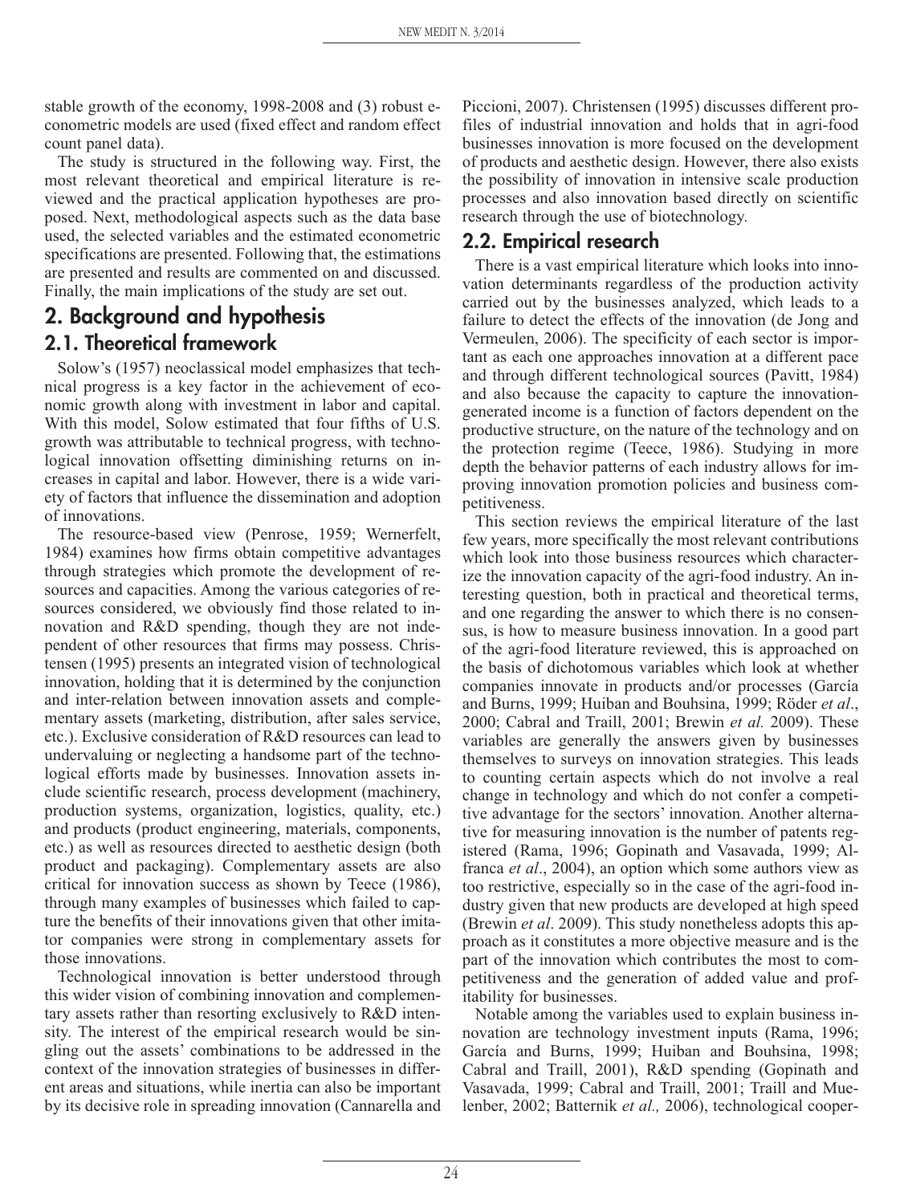stable growth of the economy, 1998-2008 and (3) robust econometric models are used (fixed effect and random effect count panel data).

The study is structured in the following way. First, the most relevant theoretical and empirical literature is reviewed and the practical application hypotheses are proposed. Next, methodological aspects such as the data base used, the selected variables and the estimated econometric specifications are presented. Following that, the estimations are presented and results are commented on and discussed. Finally, the main implications of the study are set out.

## 2. Background and hypothesis

### 2.1. Theoretical framework

Solow's (1957) neoclassical model emphasizes that technical progress is a key factor in the achievement of economic growth along with investment in labor and capital. With this model, Solow estimated that four fifths of U.S. growth was attributable to technical progress, with technological innovation offsetting diminishing returns on increases in capital and labor. However, there is a wide variety of factors that influence the dissemination and adoption of innovations.

The resource-based view (Penrose, 1959; Wernerfelt, 1984) examines how firms obtain competitive advantages through strategies which promote the development of resources and capacities. Among the various categories of resources considered, we obviously find those related to innovation and R&D spending, though they are not independent of other resources that firms may possess. Christensen (1995) presents an integrated vision of technological innovation, holding that it is determined by the conjunction and inter-relation between innovation assets and complementary assets (marketing, distribution, after sales service, etc.). Exclusive consideration of R&D resources can lead to undervaluing or neglecting a handsome part of the technological efforts made by businesses. Innovation assets include scientific research, process development (machinery, production systems, organization, logistics, quality, etc.) and products (product engineering, materials, components, etc.) as well as resources directed to aesthetic design (both product and packaging). Complementary assets are also critical for innovation success as shown by Teece (1986), through many examples of businesses which failed to capture the benefits of their innovations given that other imitator companies were strong in complementary assets for those innovations.

Technological innovation is better understood through this wider vision of combining innovation and complementary assets rather than resorting exclusively to R&D intensity. The interest of the empirical research would be singling out the assets' combinations to be addressed in the context of the innovation strategies of businesses in different areas and situations, while inertia can also be important by its decisive role in spreading innovation (Cannarella and Piccioni, 2007). Christensen (1995) discusses different profiles of industrial innovation and holds that in agri-food businesses innovation is more focused on the development of products and aesthetic design. However, there also exists the possibility of innovation in intensive scale production processes and also innovation based directly on scientific research through the use of biotechnology.

### 2.2. Empirical research

There is a vast empirical literature which looks into innovation determinants regardless of the production activity carried out by the businesses analyzed, which leads to a failure to detect the effects of the innovation (de Jong and Vermeulen, 2006). The specificity of each sector is important as each one approaches innovation at a different pace and through different technological sources (Pavitt, 1984) and also because the capacity to capture the innovation-generated income is a function of factors dependent on the productive structure, on the nature of the technology and on the protection regime (Teece, 1986). Studying in more depth the behavior patterns of each industry allows for improving innovation promotion policies and business competitiveness.

This section reviews the empirical literature of the last few years, more specifically the most relevant contributions which look into those business resources which characterize the innovation capacity of the agri-food industry. An interesting question, both in practical and theoretical terms, and one regarding the answer to which there is no consensus, is how to measure business innovation. In a good part of the agri-food literature reviewed, this is approached on the basis of dichotomous variables which look at whether companies innovate in products and/or processes (García and Burns, 1999; Huiban and Bouhsina, 1999; Röder *et al*., 2000; Cabral and Traill, 2001; Brewin *et al.* 2009). These variables are generally the answers given by businesses themselves to surveys on innovation strategies. This leads to counting certain aspects which do not involve a real change in technology and which do not confer a competitive advantage for the sectors' innovation. Another alternative for measuring innovation is the number of patents registered (Rama, 1996; Gopinath and Vasavada, 1999; Alfranca *et al*., 2004), an option which some authors view as too restrictive, especially so in the case of the agri-food industry given that new products are developed at high speed (Brewin *et al*. 2009). This study nonetheless adopts this approach as it constitutes a more objective measure and is the part of the innovation which contributes the most to competitiveness and the generation of added value and profitability for businesses.

Notable among the variables used to explain business innovation are technology investment inputs (Rama, 1996; García and Burns, 1999; Huiban and Bouhsina, 1998; Cabral and Traill, 2001), R&D spending (Gopinath and Vasavada, 1999; Cabral and Traill, 2001; Traill and Muelenber, 2002; Batternik *et al.,* 2006), technological cooper-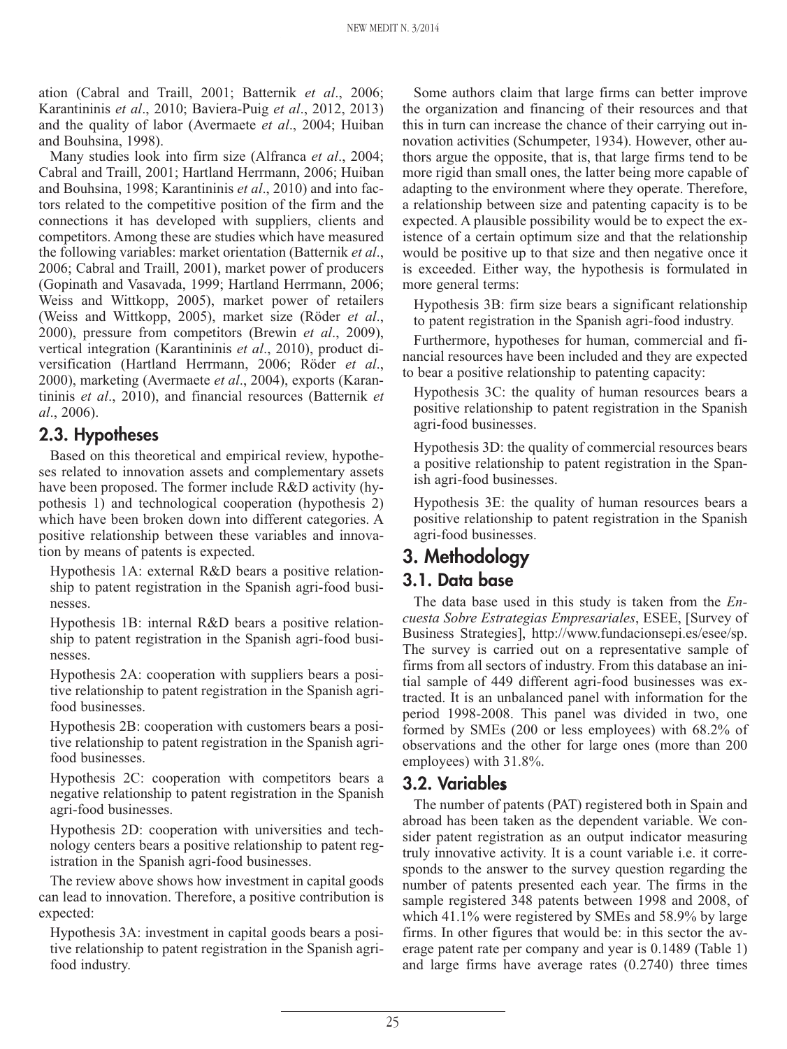ation (Cabral and Traill, 2001; Batternik *et al*., 2006; Karantininis *et al*., 2010; Baviera-Puig *et al*., 2012, 2013) and the quality of labor (Avermaete *et al*., 2004; Huiban and Bouhsina, 1998).

Many studies look into firm size (Alfranca *et al*., 2004; Cabral and Traill, 2001; Hartland Herrmann, 2006; Huiban and Bouhsina, 1998; Karantininis *et al*., 2010) and into factors related to the competitive position of the firm and the connections it has developed with suppliers, clients and competitors. Among these are studies which have measured the following variables: market orientation (Batternik *et al*., 2006; Cabral and Traill, 2001), market power of producers (Gopinath and Vasavada, 1999; Hartland Herrmann, 2006; Weiss and Wittkopp, 2005), market power of retailers (Weiss and Wittkopp, 2005), market size (Röder *et al*., 2000), pressure from competitors (Brewin *et al*., 2009), vertical integration (Karantininis *et al*., 2010), product diversification (Hartland Herrmann, 2006; Röder *et al*., 2000), marketing (Avermaete *et al*., 2004), exports (Karantininis *et al*., 2010), and financial resources (Batternik *et al*., 2006).

## 2.3. Hypotheses

Based on this theoretical and empirical review, hypotheses related to innovation assets and complementary assets have been proposed. The former include R&D activity (hypothesis 1) and technological cooperation (hypothesis 2) which have been broken down into different categories. A positive relationship between these variables and innovation by means of patents is expected.

Hypothesis 1A: external R&D bears a positive relationship to patent registration in the Spanish agri-food businesses.

Hypothesis 1B: internal R&D bears a positive relationship to patent registration in the Spanish agri-food businesses.

Hypothesis 2A: cooperation with suppliers bears a positive relationship to patent registration in the Spanish agri-food businesses.

Hypothesis 2B: cooperation with customers bears a positive relationship to patent registration in the Spanish agri-food businesses.

Hypothesis 2C: cooperation with competitors bears a negative relationship to patent registration in the Spanish agri-food businesses.

Hypothesis 2D: cooperation with universities and technology centers bears a positive relationship to patent registration in the Spanish agri-food businesses.

The review above shows how investment in capital goods can lead to innovation. Therefore, a positive contribution is expected:

Hypothesis 3A: investment in capital goods bears a positive relationship to patent registration in the Spanish agri-food industry.

Some authors claim that large firms can better improve the organization and financing of their resources and that this in turn can increase the chance of their carrying out innovation activities (Schumpeter, 1934). However, other authors argue the opposite, that is, that large firms tend to be more rigid than small ones, the latter being more capable of adapting to the environment where they operate. Therefore, a relationship between size and patenting capacity is to be expected. A plausible possibility would be to expect the existence of a certain optimum size and that the relationship would be positive up to that size and then negative once it is exceeded. Either way, the hypothesis is formulated in more general terms:

Hypothesis 3B: firm size bears a significant relationship to patent registration in the Spanish agri-food industry.

Furthermore, hypotheses for human, commercial and financial resources have been included and they are expected to bear a positive relationship to patenting capacity:

Hypothesis 3C: the quality of human resources bears a positive relationship to patent registration in the Spanish agri-food businesses.

Hypothesis 3D: the quality of commercial resources bears a positive relationship to patent registration in the Spanish agri-food businesses.

Hypothesis 3E: the quality of human resources bears a positive relationship to patent registration in the Spanish agri-food businesses.

# 3. Methodology

## 3.1. Data base

The data base used in this study is taken from the *Encuesta Sobre Estrategias Empresariales*, ESEE, [Survey of Business Strategies], http://www.fundacionsepi.es/esee/sp. The survey is carried out on a representative sample of firms from all sectors of industry. From this database an initial sample of 449 different agri-food businesses was extracted. It is an unbalanced panel with information for the period 1998-2008. This panel was divided in two, one formed by SMEs (200 or less employees) with 68.2% of observations and the other for large ones (more than 200 employees) with 31.8%.

## 3.2. Variables

The number of patents (PAT) registered both in Spain and abroad has been taken as the dependent variable. We consider patent registration as an output indicator measuring truly innovative activity. It is a count variable i.e. it corresponds to the answer to the survey question regarding the number of patents presented each year. The firms in the sample registered 348 patents between 1998 and 2008, of which 41.1% were registered by SMEs and 58.9% by large firms. In other figures that would be: in this sector the average patent rate per company and year is 0.1489 (Table 1) and large firms have average rates (0.2740) three times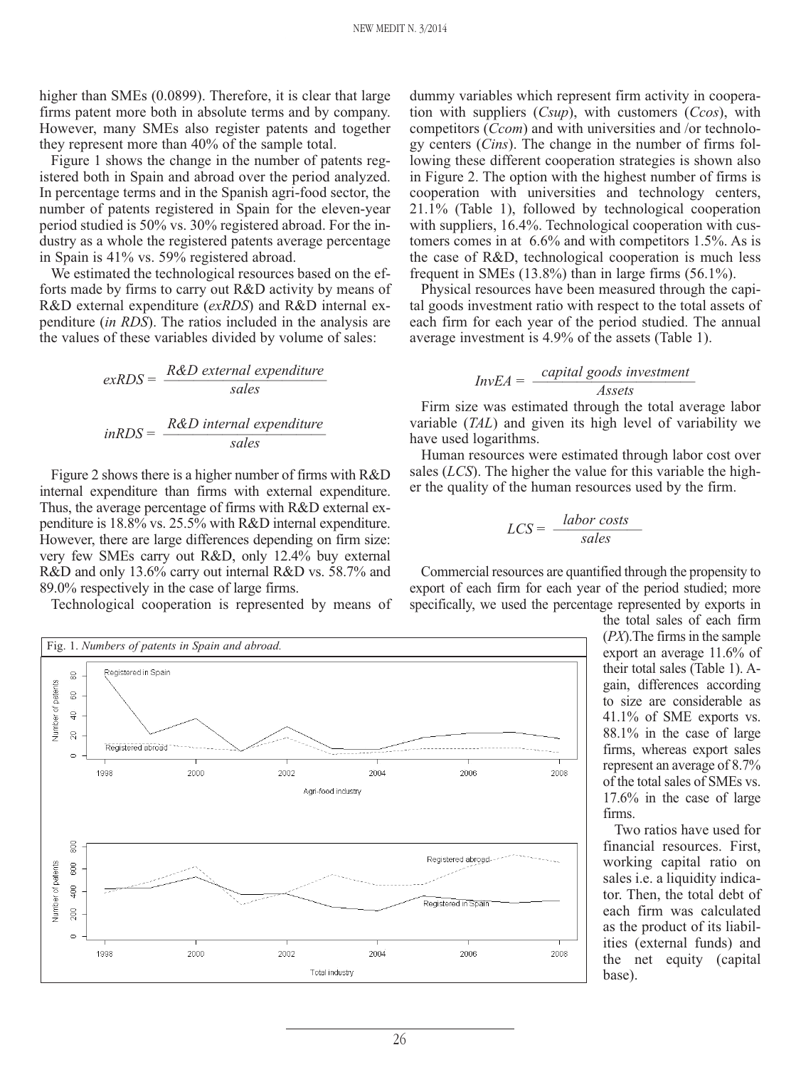higher than SMEs (0.0899). Therefore, it is clear that large firms patent more both in absolute terms and by company. However, many SMEs also register patents and together they represent more than 40% of the sample total.

Figure 1 shows the change in the number of patents registered both in Spain and abroad over the period analyzed. In percentage terms and in the Spanish agri-food sector, the number of patents registered in Spain for the eleven-year period studied is 50% vs. 30% registered abroad. For the industry as a whole the registered patents average percentage in Spain is 41% vs. 59% registered abroad.

We estimated the technological resources based on the efforts made by firms to carry out R&D activity by means of R&D external expenditure (*exRDS*) and R&D internal expenditure (*in RDS*). The ratios included in the analysis are the values of these variables divided by volume of sales:

$$exRDS = \frac{R\&D\ external\ expenditure}{sales}$$

$$inRDS = \frac{R\&D\ internal\ expenditure}{sales}$$

Figure 2 shows there is a higher number of firms with R&D internal expenditure than firms with external expenditure. Thus, the average percentage of firms with R&D external expenditure is 18.8% vs. 25.5% with R&D internal expenditure. However, there are large differences depending on firm size: very few SMEs carry out R&D, only 12.4% buy external R&D and only 13.6% carry out internal R&D vs. 58.7% and 89.0% respectively in the case of large firms.

Technological cooperation is represented by means of dummy variables which represent firm activity in cooperation with suppliers (*Csup*), with customers (*Ccos*), with competitors (*Ccom*) and with universities and /or technology centers (*Cins*). The change in the number of firms following these different cooperation strategies is shown also in Figure 2. The option with the highest number of firms is cooperation with universities and technology centers, 21.1% (Table 1), followed by technological cooperation with suppliers, 16.4%. Technological cooperation with customers comes in at 6.6% and with competitors 1.5%. As is the case of R&D, technological cooperation is much less frequent in SMEs (13.8%) than in large firms (56.1%).

Physical resources have been measured through the capital goods investment ratio with respect to the total assets of each firm for each year of the period studied. The annual average investment is 4.9% of the assets (Table 1).

$$InvEA = \frac{capital\ goods\ investment}{Assets}$$

Firm size was estimated through the total average labor variable (*TAL*) and given its high level of variability we have used logarithms.

Human resources were estimated through labor cost over sales (*LCS*). The higher the value for this variable the higher the quality of the human resources used by the firm.

$$LCS = \frac{labor\ costs}{sales}$$

Commercial resources are quantified through the propensity to export of each firm for each year of the period studied; more specifically, we used the percentage represented by exports in the total sales of each firm (*PX*). The firms in the sample export an average 11.6% of their total sales (Table 1). Again, differences according to size are considerable as 41.1% of SME exports vs. 88.1% in the case of large firms, whereas export sales represent an average of 8.7% of the total sales of SMEs vs. 17.6% in the case of large firms.

Two ratios have used for financial resources. First, working capital ratio on sales i.e. a liquidity indicator. Then, the total debt of each firm was calculated as the product of its liabilities (external funds) and the net equity (capital base).

Fig. 1. *Numbers of patents in Spain and abroad.*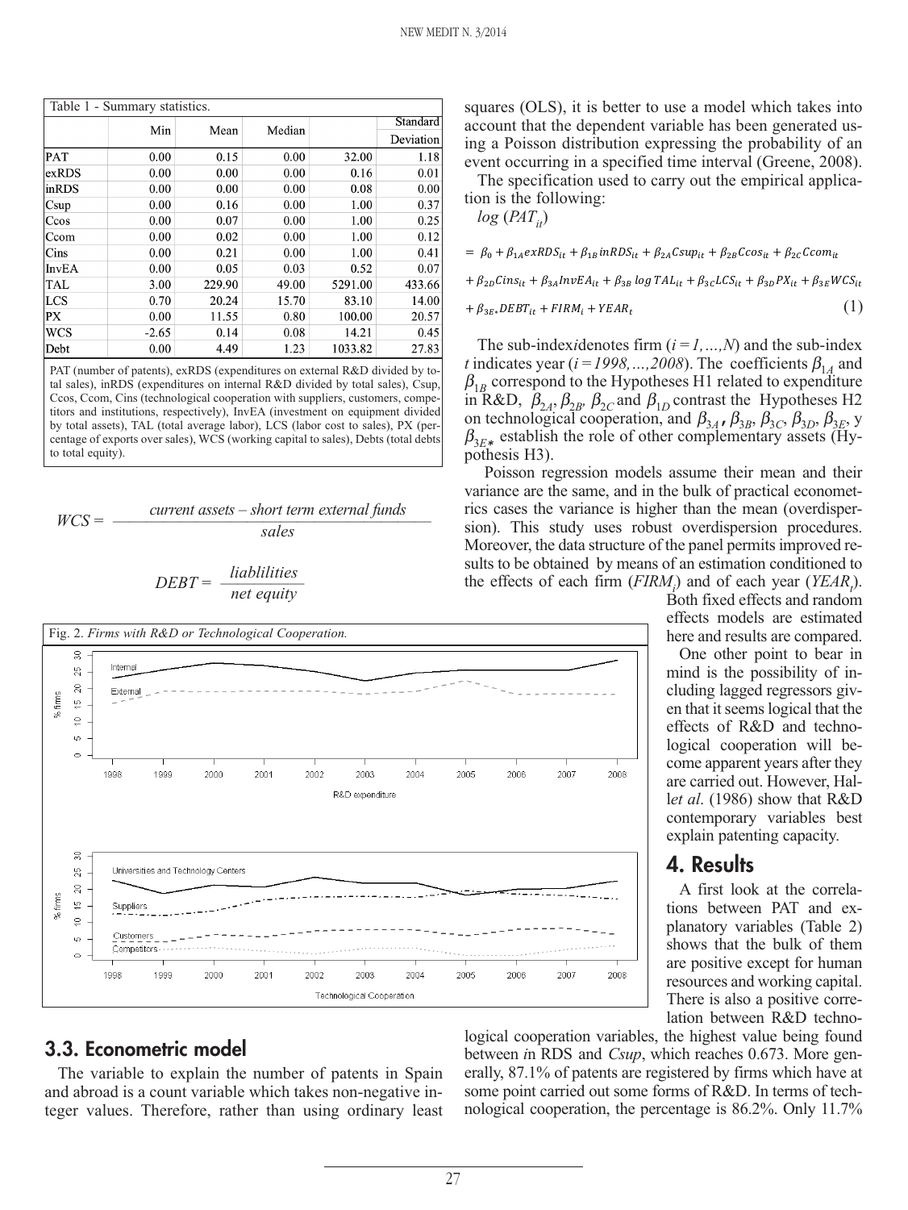Table 1 - Summary statistics.

| | Min | Mean | Median | | Standard Deviation |
|---|---|---|---|---|---|
| PAT | 0.00 | 0.15 | 0.00 | 32.00 | 1.18 |
| exRDS | 0.00 | 0.00 | 0.00 | 0.16 | 0.01 |
| inRDS | 0.00 | 0.00 | 0.00 | 0.08 | 0.00 |
| Csup | 0.00 | 0.16 | 0.00 | 1.00 | 0.37 |
| Ccos | 0.00 | 0.07 | 0.00 | 1.00 | 0.25 |
| Ccom | 0.00 | 0.02 | 0.00 | 1.00 | 0.12 |
| Cins | 0.00 | 0.21 | 0.00 | 1.00 | 0.41 |
| InvEA | 0.00 | 0.05 | 0.03 | 0.52 | 0.07 |
| TAL | 3.00 | 229.90 | 49.00 | 5291.00 | 433.66 |
| LCS | 0.70 | 20.24 | 15.70 | 83.10 | 14.00 |
| PX | 0.00 | 11.55 | 0.80 | 100.00 | 20.57 |
| WCS | -2.65 | 0.14 | 0.08 | 14.21 | 0.45 |
| Debt | 0.00 | 4.49 | 1.23 | 1033.82 | 27.83 |

PAT (number of patents), exRDS (expenditures on external R&D divided by total sales), inRDS (expenditures on internal R&D divided by total sales), Csup, Ccos, Ccom, Cins (technological cooperation with suppliers, customers, competitors and institutions, respectively), InvEA (investment on equipment divided by total assets), TAL (total average labor), LCS (labor cost to sales), PX (percentage of exports over sales), WCS (working capital to sales), Debts (total debts to total equity).

$$WCS = \frac{current\ assets - short\ term\ external\ funds}{sales}$$

$$DEBT = \frac{liablilities}{net\ equity}$$

Fig. 2. *Firms with R&D or Technological Cooperation.*

## 3.3. Econometric model

The variable to explain the number of patents in Spain and abroad is a count variable which takes non-negative integer values. Therefore, rather than using ordinary least squares (OLS), it is better to use a model which takes into account that the dependent variable has been generated using a Poisson distribution expressing the probability of an event occurring in a specified time interval (Greene, 2008).

The specification used to carry out the empirical application is the following:

$$\log(PAT_{it})$$
$$= \beta_0 + \beta_{1A} exRDS_{it} + \beta_{1B} inRDS_{it} + \beta_{2A} Csup_{it} + \beta_{2B} Ccos_{it} + \beta_{2C} Ccom_{it}$$
$$+ \beta_{2D} Cins_{it} + \beta_{3A} InvEA_{it} + \beta_{3B} \log TAL_{it} + \beta_{3C} LCS_{it} + \beta_{3D} PX_{it} + \beta_{3E} WCS_{it}$$
$$+ \beta_{3E*} DEBT_{it} + FIRM_i + YEAR_t \quad (1)$$

The sub-index*i*denotes firm ($i = 1,...,N$) and the sub-index $t$ indicates year ($i = 1998,...,2008$). The coefficients $\beta_{1A}$ and $\beta_{1B}$ correspond to the Hypotheses H1 related to expenditure in R&D, $\beta_{2A}$, $\beta_{2B}$, $\beta_{2C}$ and $\beta_{1D}$ contrast the Hypotheses H2 on technological cooperation, and $\beta_{3A}$, $\beta_{3B}$, $\beta_{3C}$, $\beta_{3D}$, $\beta_{3E}$, y $\beta_{3E*}$ establish the role of other complementary assets (Hypothesis H3).

Poisson regression models assume their mean and their variance are the same, and in the bulk of practical econometrics cases the variance is higher than the mean (overdispersion). This study uses robust overdispersion procedures. Moreover, the data structure of the panel permits improved results to be obtained by means of an estimation conditioned to the effects of each firm ($FIRM_i$) and of each year ($YEAR_t$). Both fixed effects and random effects models are estimated here and results are compared.

One other point to bear in mind is the possibility of including lagged regressors given that it seems logical that the effects of R&D and technological cooperation will become apparent years after they are carried out. However, Hall*et al.* (1986) show that R&D contemporary variables best explain patenting capacity.

## 4. Results

A first look at the correlations between PAT and explanatory variables (Table 2) shows that the bulk of them are positive except for human resources and working capital. There is also a positive correlation between R&D technological cooperation variables, the highest value being found between *i*n RDS and *Csup*, which reaches 0.673. More generally, 87.1% of patents are registered by firms which have at some point carried out some forms of R&D. In terms of technological cooperation, the percentage is 86.2%. Only 11.7%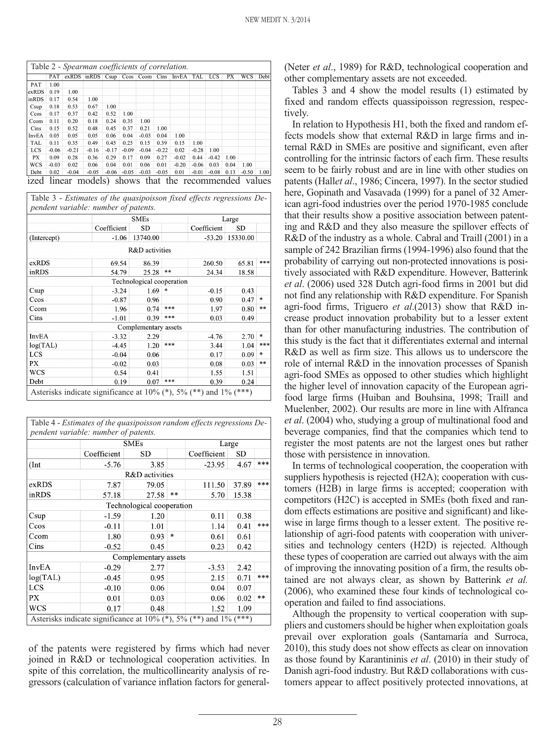Table 2 - *Spearman coefficients of correlation.*

| | PAT | exRDS | inRDS | Csup | Ccos | Ccom | Cins | InvEA | TAL | LCS | PX | WCS | Debt |
|---|---|---|---|---|---|---|---|---|---|---|---|---|---|
| PAT | 1.00 | | | | | | | | | | | | |
| exRDS | 0.19 | 1.00 | | | | | | | | | | | |
| inRDS | 0.17 | 0.54 | 1.00 | | | | | | | | | | |
| Csup | 0.18 | 0.53 | 0.67 | 1.00 | | | | | | | | | |
| Ccos | 0.17 | 0.37 | 0.42 | 0.52 | 1.00 | | | | | | | | |
| Ccom | 0.11 | 0.20 | 0.18 | 0.24 | 0.35 | 1.00 | | | | | | | |
| Cins | 0.15 | 0.52 | 0.48 | 0.45 | 0.37 | 0.21 | 1.00 | | | | | | |
| InvEA | 0.05 | 0.05 | 0.05 | 0.06 | 0.04 | -0.03 | 0.04 | 1.00 | | | | | |
| TAL | 0.11 | 0.35 | 0.49 | 0.45 | 0.25 | 0.15 | 0.39 | 0.15 | 1.00 | | | | |
| LCS | -0.06 | -0.21 | -0.16 | -0.17 | -0.09 | -0.04 | -0.22 | 0.02 | -0.28 | 1.00 | | | |
| PX | 0.09 | 0.28 | 0.36 | 0.29 | 0.17 | 0.09 | 0.27 | -0.02 | 0.44 | -0.42 | 1.00 | | |
| WCS | -0.03 | 0.02 | 0.06 | 0.04 | 0.01 | 0.06 | 0.01 | -0.20 | -0.06 | 0.03 | 0.04 | 1.00 | |
| Debt | 0.02 | -0.04 | -0.05 | -0.06 | -0.05 | -0.03 | -0.05 | 0.01 | -0.01 | -0.08 | 0.13 | -0.50 | 1.00 |

of the patents were registered by firms which had never joined in R&D or technological cooperation activities. In spite of this correlation, the multicollinearity analysis of regressors (calculation of variance inflation factors for generalized linear models) shows that the recommended values (Neter *et al*., 1989) for R&D, technological cooperation and other complementary assets are not exceeded.

Table 3 - *Estimates of the quasipoisson fixed effects regressions Dependent variable: number of patents.*

| | SMEs | | | Large | | |
|---|---|---|---|---|---|---|
| | Coefficient | SD | | Coefficient | SD | |
| (Intercept) | -1.06 | 13740.00 | | -53.20 | 15330.00 | |
| R&D activities | | | | | | |
| exRDS | 69.54 | 86.39 | | 260.50 | 65.81 | *** |
| inRDS | 54.79 | 25.28 | ** | 24.34 | 18.58 | |
| Technological cooperation | | | | | | |
| Csup | -3.24 | 1.69 | * | -0.15 | 0.43 | |
| Ccos | -0.87 | 0.96 | | 0.90 | 0.47 | * |
| Ccom | 1.96 | 0.74 | *** | 1.97 | 0.80 | ** |
| Cins | -1.01 | 0.39 | *** | 0.03 | 0.49 | |
| Complementary assets | | | | | | |
| InvEA | -3.32 | 2.29 | | -4.76 | 2.70 | * |
| log(TAL) | -4.45 | 1.20 | *** | 3.44 | 1.04 | *** |
| LCS | -0.04 | 0.06 | | 0.17 | 0.09 | * |
| PX | -0.02 | 0.03 | | 0.08 | 0.03 | ** |
| WCS | 0.54 | 0.41 | | 1.55 | 1.51 | |
| Debt | 0.19 | 0.07 | *** | 0.39 | 0.24 | |

Asterisks indicate significance at 10% (*), 5% (**) and 1% (***)

Table 4 - *Estimates of the quasipoisson random effects regressions Dependent variable: number of patents.*

| | SMEs | | | Large | | |
|---|---|---|---|---|---|---|
| | Coefficient | SD | | Coefficient | SD | |
| (Int | -5.76 | 3.85 | | -23.95 | 4.67 | *** |
| R&D activities | | | | | | |
| exRDS | 7.87 | 79.05 | | 111.50 | 37.89 | *** |
| inRDS | 57.18 | 27.58 | ** | 5.70 | 15.38 | |
| Technological cooperation | | | | | | |
| Csup | -1.59 | 1.20 | | 0.11 | 0.38 | |
| Ccos | -0.11 | 1.01 | | 1.14 | 0.41 | *** |
| Ccom | 1.80 | 0.93 | * | 0.61 | 0.61 | |
| Cins | -0.52 | 0.45 | | 0.23 | 0.42 | |
| Complementary assets | | | | | | |
| InvEA | -0.29 | 2.77 | | -3.53 | 2.42 | |
| log(TAL) | -0.45 | 0.95 | | 2.15 | 0.71 | *** |
| LCS | -0.10 | 0.06 | | 0.04 | 0.07 | |
| PX | 0.01 | 0.03 | | 0.06 | 0.02 | ** |
| WCS | 0.17 | 0.48 | | 1.52 | 1.09 | |

Asterisks indicate significance at 10% (*), 5% (**) and 1% (***)

Tables 3 and 4 show the model results (1) estimated by fixed and random effects quassipoisson regression, respectively.

In relation to Hypothesis H1, both the fixed and random effects models show that external R&D in large firms and internal R&D in SMEs are positive and significant, even after controlling for the intrinsic factors of each firm. These results seem to be fairly robust and are in line with other studies on patents (Hall*et al*., 1986; Cincera, 1997). In the sector studied here, Gopinath and Vasavada (1999) for a panel of 32 American agri-food industries over the period 1970-1985 conclude that their results show a positive association between patenting and R&D and they also measure the spillover effects of R&D of the industry as a whole. Cabral and Traill (2001) in a sample of 242 Brazilian firms (1994-1996) also found that the probability of carrying out non-protected innovations is positively associated with R&D expenditure. However, Batterink *et al*. (2006) used 328 Dutch agri-food firms in 2001 but did not find any relationship with R&D expenditure. For Spanish agri-food firms, Triguero *et al*.(2013) show that R&D increase product innovation probability but to a lesser extent than for other manufacturing industries. The contribution of this study is the fact that it differentiates external and internal R&D as well as firm size. This allows us to underscore the role of internal R&D in the innovation processes of Spanish agri-food SMEs as opposed to other studies which highlight the higher level of innovation capacity of the European agri-food large firms (Huiban and Bouhsina, 1998; Traill and Muelenber, 2002). Our results are more in line with Alfranca *et al*. (2004) who, studying a group of multinational food and beverage companies, find that the companies which tend to register the most patents are not the largest ones but rather those with persistence in innovation.

In terms of technological cooperation, the cooperation with suppliers hypothesis is rejected (H2A); cooperation with customers (H2B) in large firms is accepted; cooperation with competitors (H2C) is accepted in SMEs (both fixed and random effects estimations are positive and significant) and likewise in large firms though to a lesser extent. The positive relationship of agri-food patents with cooperation with universities and technology centers (H2D) is rejected. Although these types of cooperation are carried out always with the aim of improving the innovating position of a firm, the results obtained are not always clear, as shown by Batterink *et al.* (2006), who examined these four kinds of technological cooperation and failed to find associations.

Although the propensity to vertical cooperation with suppliers and customers should be higher when exploitation goals prevail over exploration goals (Santamaría and Surroca, 2010), this study does not show effects as clear on innovation as those found by Karantininis *et al*. (2010) in their study of Danish agri-food industry. But R&D collaborations with customers appear to affect positively protected innovations, at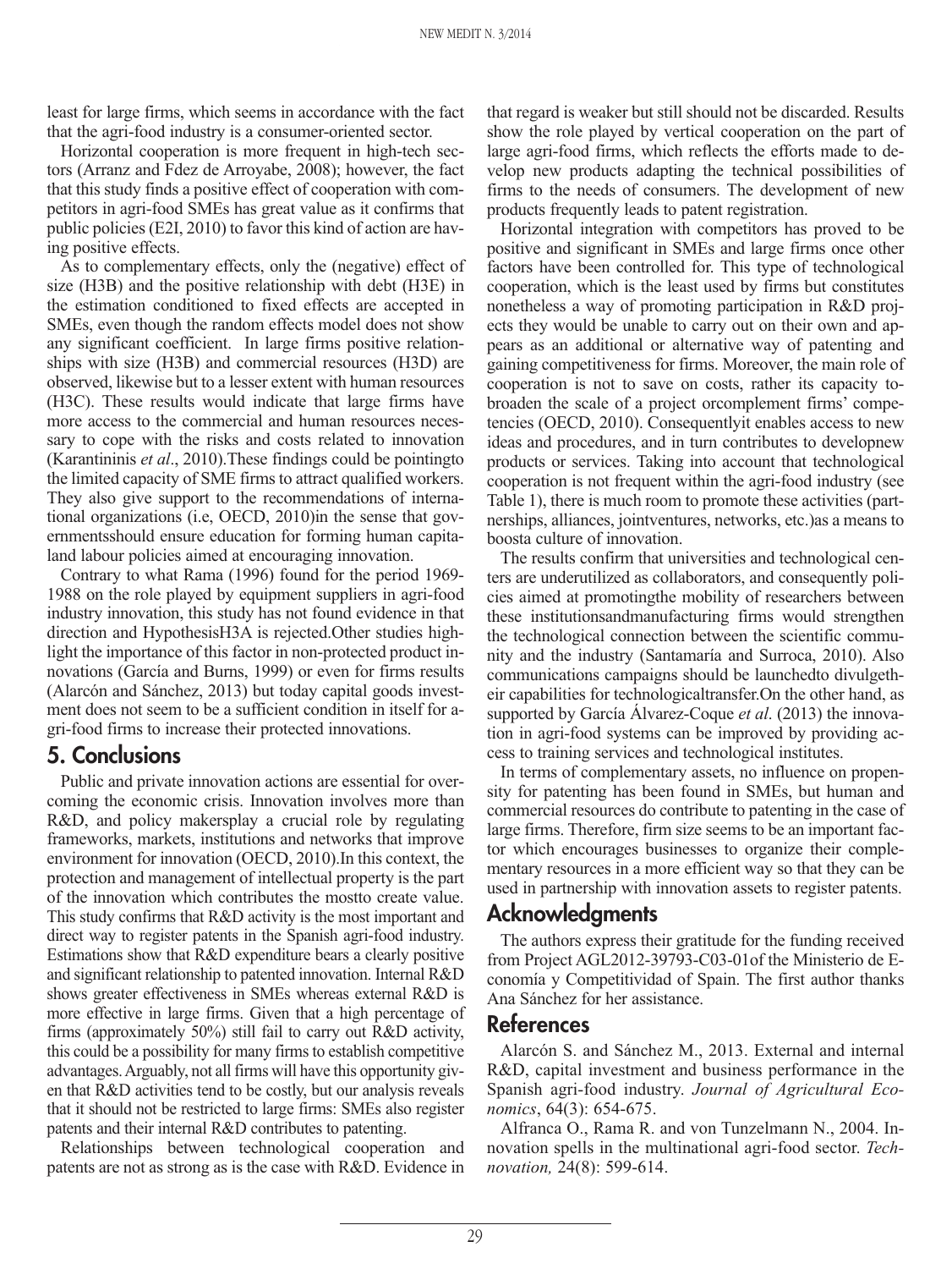least for large firms, which seems in accordance with the fact that the agri-food industry is a consumer-oriented sector.

Horizontal cooperation is more frequent in high-tech sectors (Arranz and Fdez de Arroyabe, 2008); however, the fact that this study finds a positive effect of cooperation with competitors in agri-food SMEs has great value as it confirms that public policies (E2I, 2010) to favor this kind of action are having positive effects.

As to complementary effects, only the (negative) effect of size (H3B) and the positive relationship with debt (H3E) in the estimation conditioned to fixed effects are accepted in SMEs, even though the random effects model does not show any significant coefficient. In large firms positive relationships with size (H3B) and commercial resources (H3D) are observed, likewise but to a lesser extent with human resources (H3C). These results would indicate that large firms have more access to the commercial and human resources necessary to cope with the risks and costs related to innovation (Karantininis *et al*., 2010).These findings could be pointingto the limited capacity of SME firms to attract qualified workers. They also give support to the recommendations of international organizations (i.e, OECD, 2010)in the sense that governmentsshould ensure education for forming human capitaland labour policies aimed at encouraging innovation.

Contrary to what Rama (1996) found for the period 1969-1988 on the role played by equipment suppliers in agri-food industry innovation, this study has not found evidence in that direction and HypothesisH3A is rejected.Other studies highlight the importance of this factor in non-protected product innovations (García and Burns, 1999) or even for firms results (Alarcón and Sánchez, 2013) but today capital goods investment does not seem to be a sufficient condition in itself for agri-food firms to increase their protected innovations.

## 5. Conclusions

Public and private innovation actions are essential for overcoming the economic crisis. Innovation involves more than R&D, and policy makersplay a crucial role by regulating frameworks, markets, institutions and networks that improve environment for innovation (OECD, 2010).In this context, the protection and management of intellectual property is the part of the innovation which contributes the mostto create value. This study confirms that R&D activity is the most important and direct way to register patents in the Spanish agri-food industry. Estimations show that R&D expenditure bears a clearly positive and significant relationship to patented innovation. Internal R&D shows greater effectiveness in SMEs whereas external R&D is more effective in large firms. Given that a high percentage of firms (approximately 50%) still fail to carry out R&D activity, this could be a possibility for many firms to establish competitive advantages. Arguably, not all firms will have this opportunity given that R&D activities tend to be costly, but our analysis reveals that it should not be restricted to large firms: SMEs also register patents and their internal R&D contributes to patenting.

Relationships between technological cooperation and patents are not as strong as is the case with R&D. Evidence in that regard is weaker but still should not be discarded. Results show the role played by vertical cooperation on the part of large agri-food firms, which reflects the efforts made to develop new products adapting the technical possibilities of firms to the needs of consumers. The development of new products frequently leads to patent registration.

Horizontal integration with competitors has proved to be positive and significant in SMEs and large firms once other factors have been controlled for. This type of technological cooperation, which is the least used by firms but constitutes nonetheless a way of promoting participation in R&D projects they would be unable to carry out on their own and appears as an additional or alternative way of patenting and gaining competitiveness for firms. Moreover, the main role of cooperation is not to save on costs, rather its capacity tobroaden the scale of a project orcomplement firms' competencies (OECD, 2010). Consequentlyit enables access to new ideas and procedures, and in turn contributes to developnew products or services. Taking into account that technological cooperation is not frequent within the agri-food industry (see Table 1), there is much room to promote these activities (partnerships, alliances, jointventures, networks, etc.)as a means to boosta culture of innovation.

The results confirm that universities and technological centers are underutilized as collaborators, and consequently policies aimed at promotingthe mobility of researchers between these institutionsandmanufacturing firms would strengthen the technological connection between the scientific community and the industry (Santamaría and Surroca, 2010). Also communications campaigns should be launchedto divulgetheir capabilities for technologicaltransfer.On the other hand, as supported by García Álvarez-Coque *et al*. (2013) the innovation in agri-food systems can be improved by providing access to training services and technological institutes.

In terms of complementary assets, no influence on propensity for patenting has been found in SMEs, but human and commercial resources do contribute to patenting in the case of large firms. Therefore, firm size seems to be an important factor which encourages businesses to organize their complementary resources in a more efficient way so that they can be used in partnership with innovation assets to register patents.

## Acknowledgments

The authors express their gratitude for the funding received from Project AGL2012-39793-C03-01of the Ministerio de Economía y Competitividad of Spain. The first author thanks Ana Sánchez for her assistance.

## References

Alarcón S. and Sánchez M., 2013. External and internal R&D, capital investment and business performance in the Spanish agri-food industry. *Journal of Agricultural Economics*, 64(3): 654-675.

Alfranca O., Rama R. and von Tunzelmann N., 2004. Innovation spells in the multinational agri-food sector. *Technovation,* 24(8): 599-614.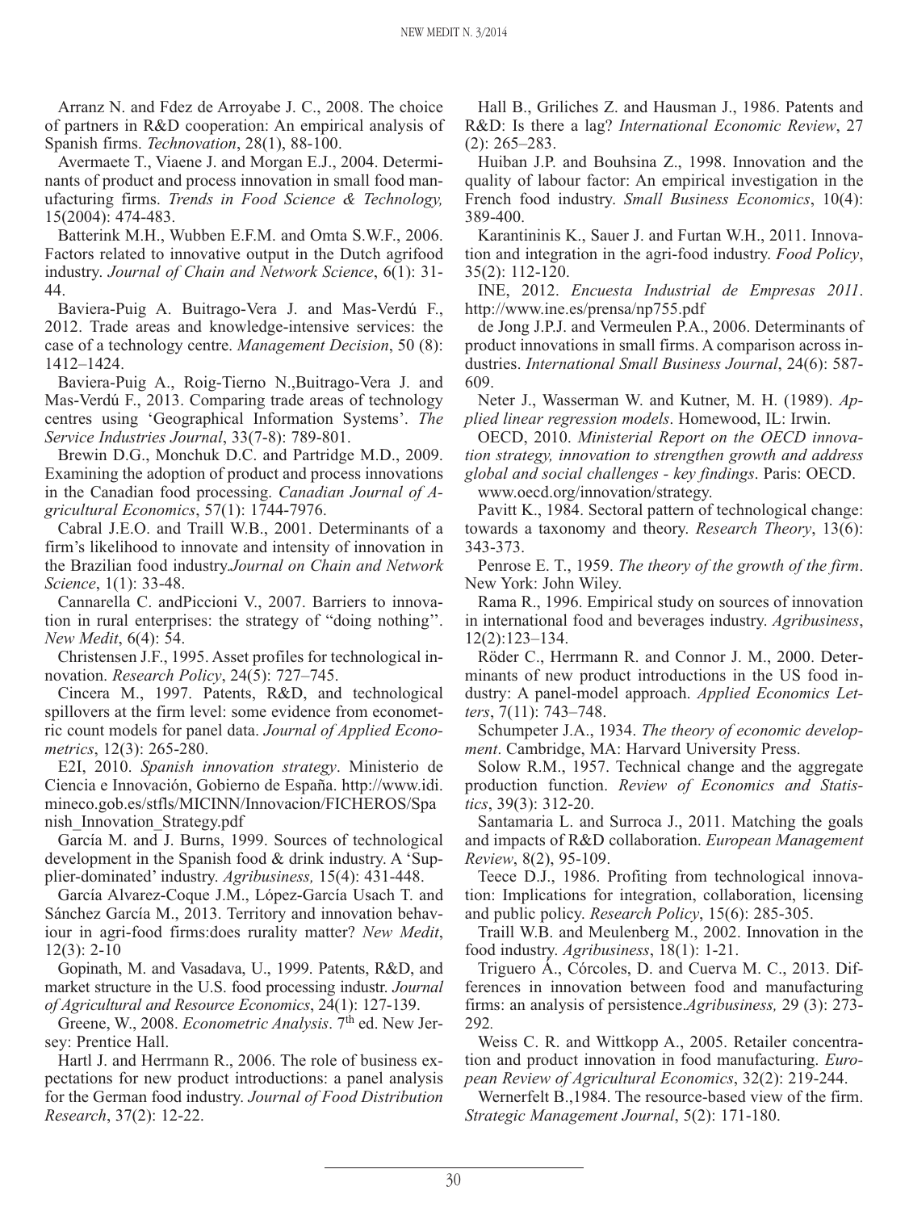Arranz N. and Fdez de Arroyabe J. C., 2008. The choice of partners in R&D cooperation: An empirical analysis of Spanish firms. *Technovation*, 28(1), 88-100.

Avermaete T., Viaene J. and Morgan E.J., 2004. Determinants of product and process innovation in small food manufacturing firms. *Trends in Food Science & Technology,* 15(2004): 474-483.

Batterink M.H., Wubben E.F.M. and Omta S.W.F., 2006. Factors related to innovative output in the Dutch agrifood industry. *Journal of Chain and Network Science*, 6(1): 31-44.

Baviera-Puig A. Buitrago-Vera J. and Mas-Verdú F., 2012. Trade areas and knowledge-intensive services: the case of a technology centre. *Management Decision*, 50 (8): 1412–1424.

Baviera-Puig A., Roig-Tierno N.,Buitrago-Vera J. and Mas-Verdú F., 2013. Comparing trade areas of technology centres using 'Geographical Information Systems'. *The Service Industries Journal*, 33(7-8): 789-801.

Brewin D.G., Monchuk D.C. and Partridge M.D., 2009. Examining the adoption of product and process innovations in the Canadian food processing. *Canadian Journal of Agricultural Economics*, 57(1): 1744-7976.

Cabral J.E.O. and Traill W.B., 2001. Determinants of a firm's likelihood to innovate and intensity of innovation in the Brazilian food industry.*Journal on Chain and Network Science*, 1(1): 33-48.

Cannarella C. andPiccioni V., 2007. Barriers to innovation in rural enterprises: the strategy of "doing nothing''. *New Medit*, 6(4): 54.

Christensen J.F., 1995. Asset profiles for technological innovation. *Research Policy*, 24(5): 727–745.

Cincera M., 1997. Patents, R&D, and technological spillovers at the firm level: some evidence from econometric count models for panel data. *Journal of Applied Econometrics*, 12(3): 265-280.

E2I, 2010. *Spanish innovation strategy*. Ministerio de Ciencia e Innovación, Gobierno de España. http://www.idi.mineco.gob.es/stfls/MICINN/Innovacion/FICHEROS/Spanish_Innovation_Strategy.pdf

García M. and J. Burns, 1999. Sources of technological development in the Spanish food & drink industry. A 'Supplier-dominated' industry. *Agribusiness,* 15(4): 431-448.

García Alvarez-Coque J.M., López-García Usach T. and Sánchez García M., 2013. Territory and innovation behaviour in agri-food firms:does rurality matter? *New Medit*, 12(3): 2-10

Gopinath, M. and Vasadava, U., 1999. Patents, R&D, and market structure in the U.S. food processing industr. *Journal of Agricultural and Resource Economics*, 24(1): 127-139.

Greene, W., 2008. *Econometric Analysis*. 7th ed. New Jersey: Prentice Hall.

Hartl J. and Herrmann R., 2006. The role of business expectations for new product introductions: a panel analysis for the German food industry. *Journal of Food Distribution Research*, 37(2): 12-22.

Hall B., Griliches Z. and Hausman J., 1986. Patents and R&D: Is there a lag? *International Economic Review*, 27 (2): 265–283.

Huiban J.P. and Bouhsina Z., 1998. Innovation and the quality of labour factor: An empirical investigation in the French food industry. *Small Business Economics*, 10(4): 389-400.

Karantininis K., Sauer J. and Furtan W.H., 2011. Innovation and integration in the agri-food industry. *Food Policy*, 35(2): 112-120.

INE, 2012. *Encuesta Industrial de Empresas 2011*. http://www.ine.es/prensa/np755.pdf

de Jong J.P.J. and Vermeulen P.A., 2006. Determinants of product innovations in small firms. A comparison across industries. *International Small Business Journal*, 24(6): 587-609.

Neter J., Wasserman W. and Kutner, M. H. (1989). *Applied linear regression models*. Homewood, IL: Irwin.

OECD, 2010. *Ministerial Report on the OECD innovation strategy, innovation to strengthen growth and address global and social challenges - key findings*. Paris: OECD. www.oecd.org/innovation/strategy.

Pavitt K., 1984. Sectoral pattern of technological change: towards a taxonomy and theory. *Research Theory*, 13(6): 343-373.

Penrose E. T., 1959. *The theory of the growth of the firm*. New York: John Wiley.

Rama R., 1996. Empirical study on sources of innovation in international food and beverages industry. *Agribusiness*, 12(2):123–134.

Röder C., Herrmann R. and Connor J. M., 2000. Determinants of new product introductions in the US food industry: A panel-model approach. *Applied Economics Letters*, 7(11): 743–748.

Schumpeter J.A., 1934. *The theory of economic development*. Cambridge, MA: Harvard University Press.

Solow R.M., 1957. Technical change and the aggregate production function. *Review of Economics and Statistics*, 39(3): 312-20.

Santamaria L. and Surroca J., 2011. Matching the goals and impacts of R&D collaboration. *European Management Review*, 8(2), 95-109.

Teece D.J., 1986. Profiting from technological innovation: Implications for integration, collaboration, licensing and public policy. *Research Policy*, 15(6): 285-305.

Traill W.B. and Meulenberg M., 2002. Innovation in the food industry. *Agribusiness*, 18(1): 1-21.

Triguero Á., Córcoles, D. and Cuerva M. C., 2013. Differences in innovation between food and manufacturing firms: an analysis of persistence.*Agribusiness,* 29 (3): 273-292*.*

Weiss C. R. and Wittkopp A., 2005. Retailer concentration and product innovation in food manufacturing. *European Review of Agricultural Economics*, 32(2): 219-244.

Wernerfelt B.,1984. The resource-based view of the firm. *Strategic Management Journal*, 5(2): 171-180.